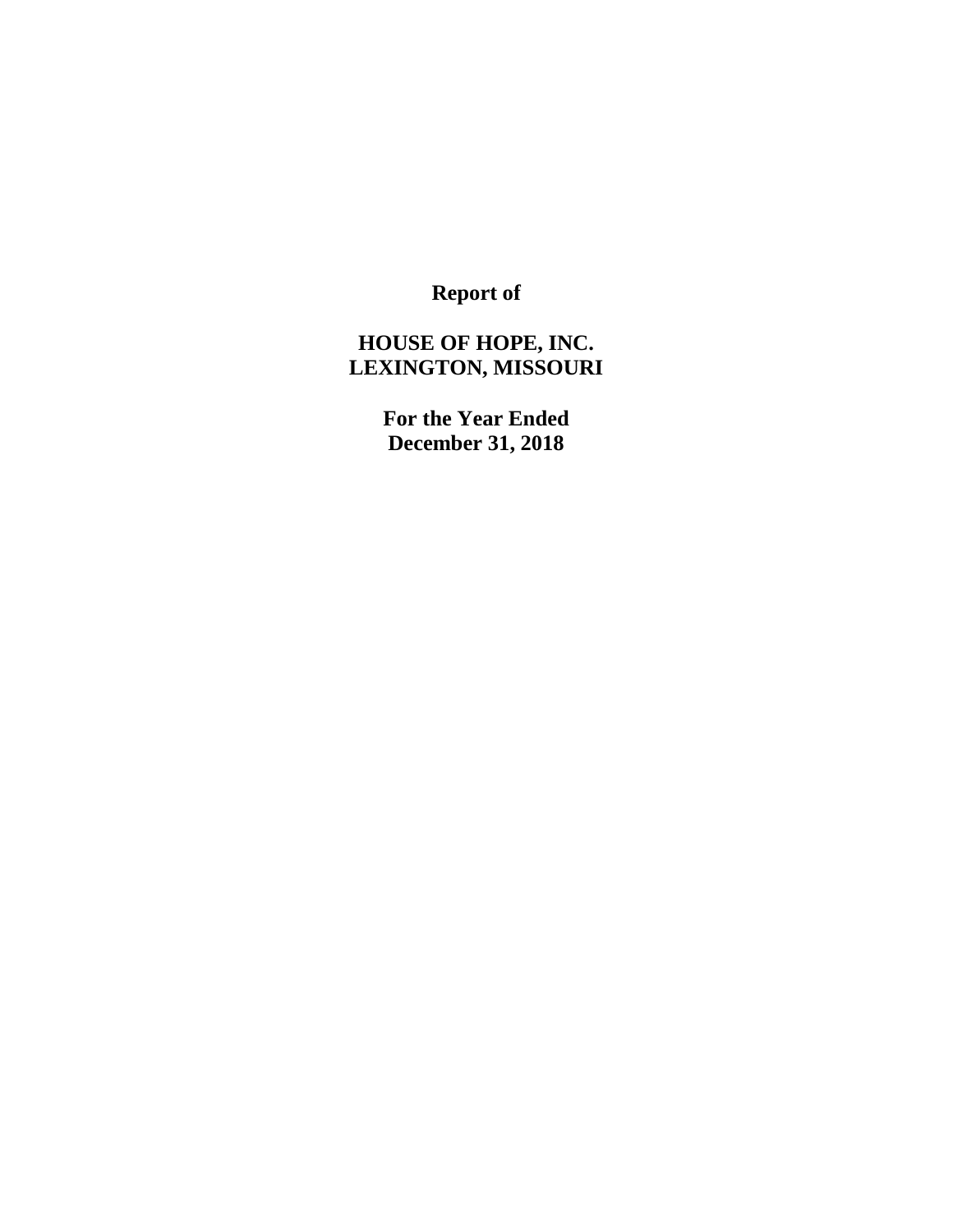**Report of**

**HOUSE OF HOPE, INC.**
**LEXINGTON, MISSOURI**

**For the Year Ended**
**December 31, 2018**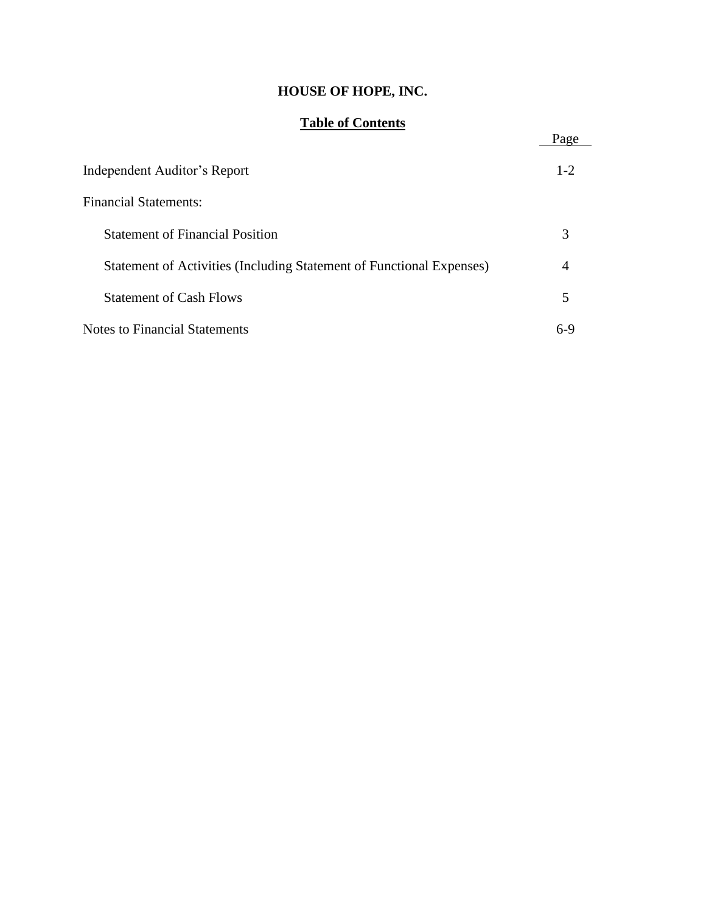# HOUSE OF HOPE, INC.

## Table of Contents

| | Page |
|---|---|
| Independent Auditor's Report | 1-2 |
| Financial Statements: | |
| Statement of Financial Position | 3 |
| Statement of Activities (Including Statement of Functional Expenses) | 4 |
| Statement of Cash Flows | 5 |
| Notes to Financial Statements | 6-9 |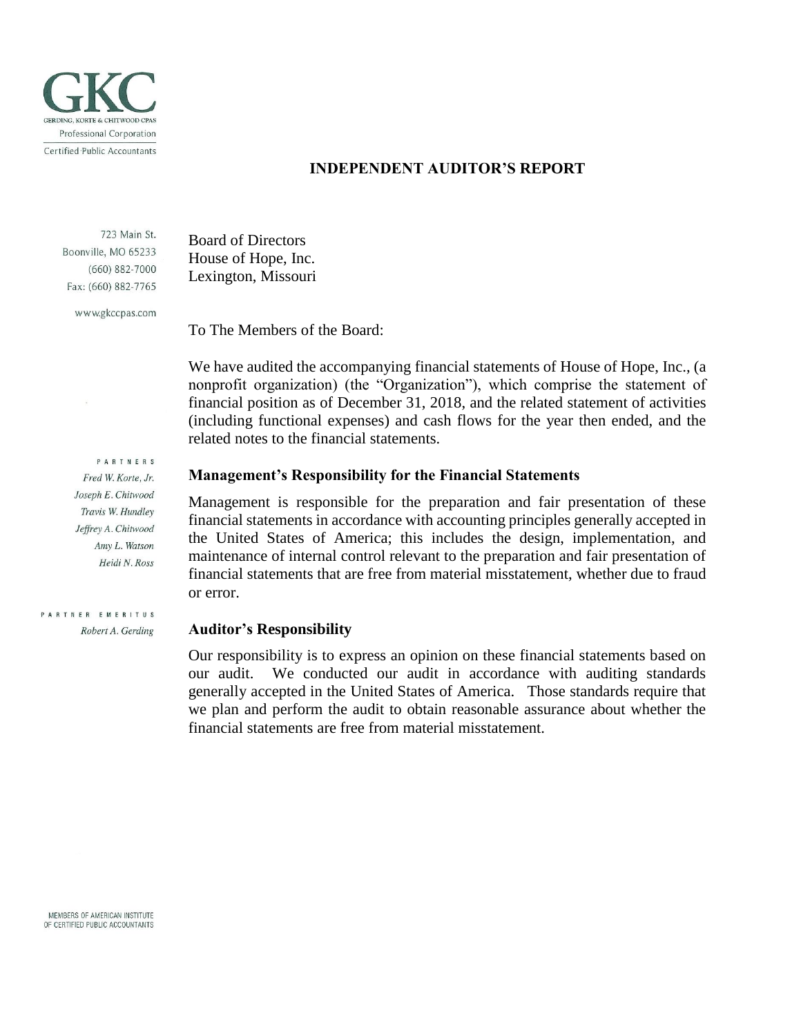GKC

GERDING, KORTE & CHITWOOD CPAS
Professional Corporation
Certified Public Accountants

723 Main St.
Boonville, MO 65233
(660) 882-7000
Fax: (660) 882-7765

www.gkccpas.com

PARTNERS
*Fred W. Korte, Jr.*
*Joseph E. Chitwood*
*Travis W. Hundley*
*Jeffrey A. Chitwood*
*Amy L. Watson*
*Heidi N. Ross*

PARTNER EMERITUS
*Robert A. Gerding*

MEMBERS OF AMERICAN INSTITUTE OF CERTIFIED PUBLIC ACCOUNTANTS

# INDEPENDENT AUDITOR'S REPORT

Board of Directors
House of Hope, Inc.
Lexington, Missouri

To The Members of the Board:

We have audited the accompanying financial statements of House of Hope, Inc., (a nonprofit organization) (the "Organization"), which comprise the statement of financial position as of December 31, 2018, and the related statement of activities (including functional expenses) and cash flows for the year then ended, and the related notes to the financial statements.

## Management's Responsibility for the Financial Statements

Management is responsible for the preparation and fair presentation of these financial statements in accordance with accounting principles generally accepted in the United States of America; this includes the design, implementation, and maintenance of internal control relevant to the preparation and fair presentation of financial statements that are free from material misstatement, whether due to fraud or error.

## Auditor's Responsibility

Our responsibility is to express an opinion on these financial statements based on our audit. We conducted our audit in accordance with auditing standards generally accepted in the United States of America. Those standards require that we plan and perform the audit to obtain reasonable assurance about whether the financial statements are free from material misstatement.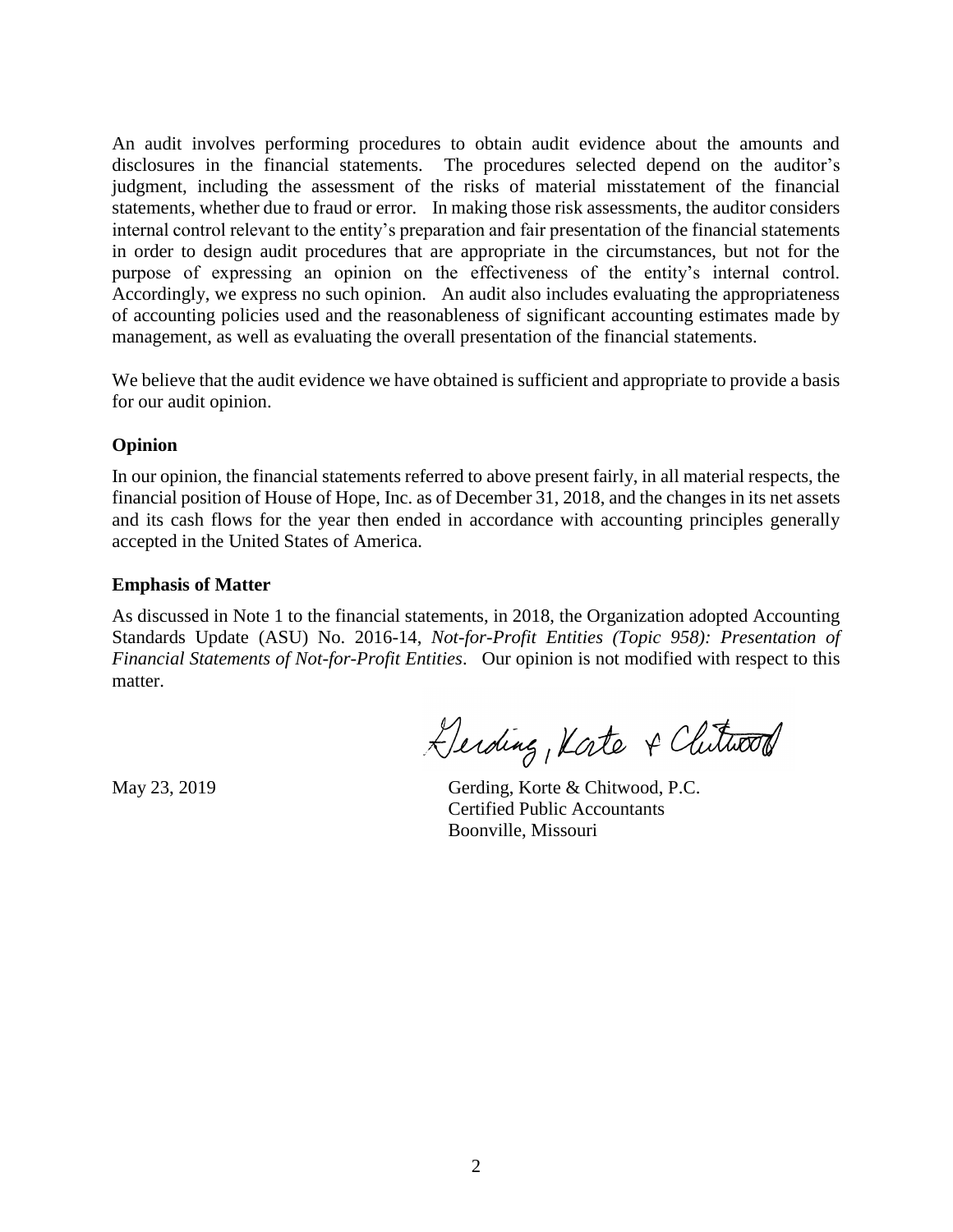An audit involves performing procedures to obtain audit evidence about the amounts and disclosures in the financial statements. The procedures selected depend on the auditor's judgment, including the assessment of the risks of material misstatement of the financial statements, whether due to fraud or error. In making those risk assessments, the auditor considers internal control relevant to the entity's preparation and fair presentation of the financial statements in order to design audit procedures that are appropriate in the circumstances, but not for the purpose of expressing an opinion on the effectiveness of the entity's internal control. Accordingly, we express no such opinion. An audit also includes evaluating the appropriateness of accounting policies used and the reasonableness of significant accounting estimates made by management, as well as evaluating the overall presentation of the financial statements.

We believe that the audit evidence we have obtained is sufficient and appropriate to provide a basis for our audit opinion.

**Opinion**

In our opinion, the financial statements referred to above present fairly, in all material respects, the financial position of House of Hope, Inc. as of December 31, 2018, and the changes in its net assets and its cash flows for the year then ended in accordance with accounting principles generally accepted in the United States of America.

**Emphasis of Matter**

As discussed in Note 1 to the financial statements, in 2018, the Organization adopted Accounting Standards Update (ASU) No. 2016-14, *Not-for-Profit Entities (Topic 958): Presentation of Financial Statements of Not-for-Profit Entities*. Our opinion is not modified with respect to this matter.

Gerding, Korte & Chitwood

May 23, 2019

Gerding, Korte & Chitwood, P.C.
Certified Public Accountants
Boonville, Missouri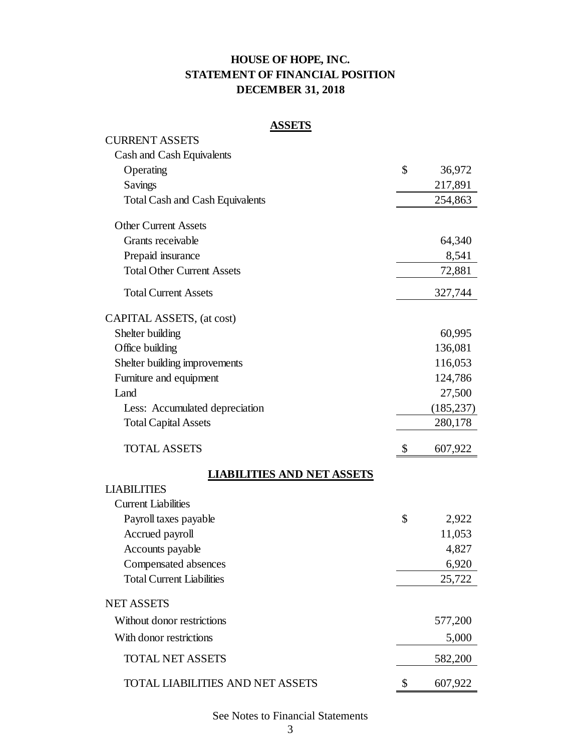# HOUSE OF HOPE, INC.
## STATEMENT OF FINANCIAL POSITION
## DECEMBER 31, 2018

### ASSETS

| | |
|---|---|
| CURRENT ASSETS | |
| Cash and Cash Equivalents | |
| Operating | $ 36,972 |
| Savings | 217,891 |
| Total Cash and Cash Equivalents | 254,863 |
| | |
| Other Current Assets | |
| Grants receivable | 64,340 |
| Prepaid insurance | 8,541 |
| Total Other Current Assets | 72,881 |
| | |
| Total Current Assets | 327,744 |
| | |
| CAPITAL ASSETS, (at cost) | |
| Shelter building | 60,995 |
| Office building | 136,081 |
| Shelter building improvements | 116,053 |
| Furniture and equipment | 124,786 |
| Land | 27,500 |
| Less: Accumulated depreciation | (185,237) |
| Total Capital Assets | 280,178 |
| | |
| TOTAL ASSETS | $ 607,922 |

### LIABILITIES AND NET ASSETS

| | |
|---|---|
| LIABILITIES | |
| Current Liabilities | |
| Payroll taxes payable | $ 2,922 |
| Accrued payroll | 11,053 |
| Accounts payable | 4,827 |
| Compensated absences | 6,920 |
| Total Current Liabilities | 25,722 |
| | |
| NET ASSETS | |
| Without donor restrictions | 577,200 |
| With donor restrictions | 5,000 |
| TOTAL NET ASSETS | 582,200 |
| | |
| TOTAL LIABILITIES AND NET ASSETS | $ 607,922 |

See Notes to Financial Statements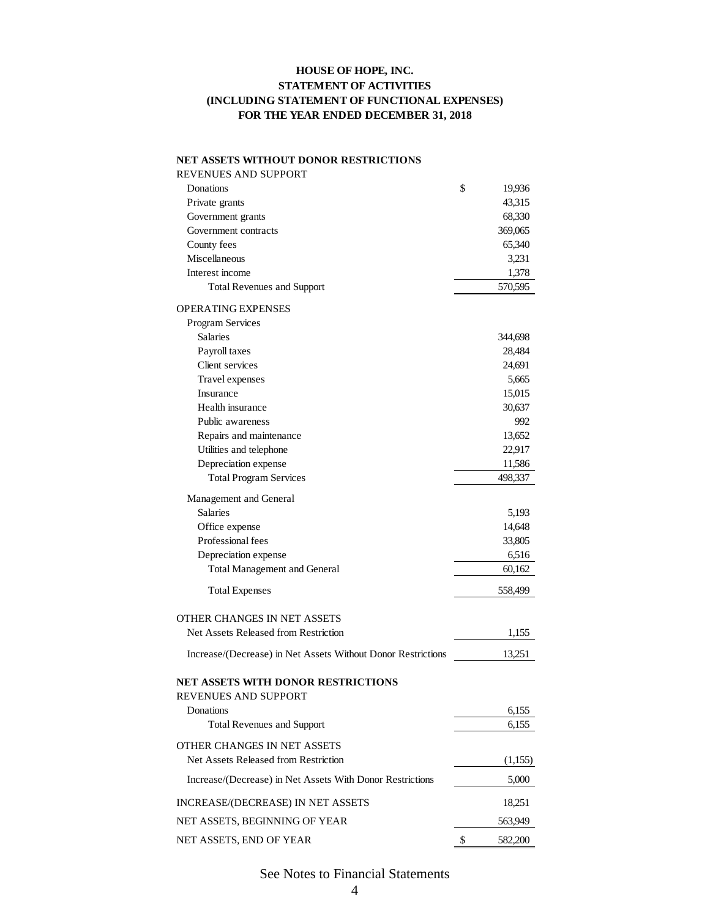# HOUSE OF HOPE, INC.
## STATEMENT OF ACTIVITIES
## (INCLUDING STATEMENT OF FUNCTIONAL EXPENSES)
## FOR THE YEAR ENDED DECEMBER 31, 2018

| | |
|---|---|
| **NET ASSETS WITHOUT DONOR RESTRICTIONS** | |
| REVENUES AND SUPPORT | |
| Donations | $ 19,936 |
| Private grants | 43,315 |
| Government grants | 68,330 |
| Government contracts | 369,065 |
| County fees | 65,340 |
| Miscellaneous | 3,231 |
| Interest income | 1,378 |
| Total Revenues and Support | 570,595 |
| OPERATING EXPENSES | |
| Program Services | |
| Salaries | 344,698 |
| Payroll taxes | 28,484 |
| Client services | 24,691 |
| Travel expenses | 5,665 |
| Insurance | 15,015 |
| Health insurance | 30,637 |
| Public awareness | 992 |
| Repairs and maintenance | 13,652 |
| Utilities and telephone | 22,917 |
| Depreciation expense | 11,586 |
| Total Program Services | 498,337 |
| Management and General | |
| Salaries | 5,193 |
| Office expense | 14,648 |
| Professional fees | 33,805 |
| Depreciation expense | 6,516 |
| Total Management and General | 60,162 |
| Total Expenses | 558,499 |
| OTHER CHANGES IN NET ASSETS | |
| Net Assets Released from Restriction | 1,155 |
| Increase/(Decrease) in Net Assets Without Donor Restrictions | 13,251 |
| **NET ASSETS WITH DONOR RESTRICTIONS** | |
| REVENUES AND SUPPORT | |
| Donations | 6,155 |
| Total Revenues and Support | 6,155 |
| OTHER CHANGES IN NET ASSETS | |
| Net Assets Released from Restriction | (1,155) |
| Increase/(Decrease) in Net Assets With Donor Restrictions | 5,000 |
| INCREASE/(DECREASE) IN NET ASSETS | 18,251 |
| NET ASSETS, BEGINNING OF YEAR | 563,949 |
| NET ASSETS, END OF YEAR | $ 582,200 |

See Notes to Financial Statements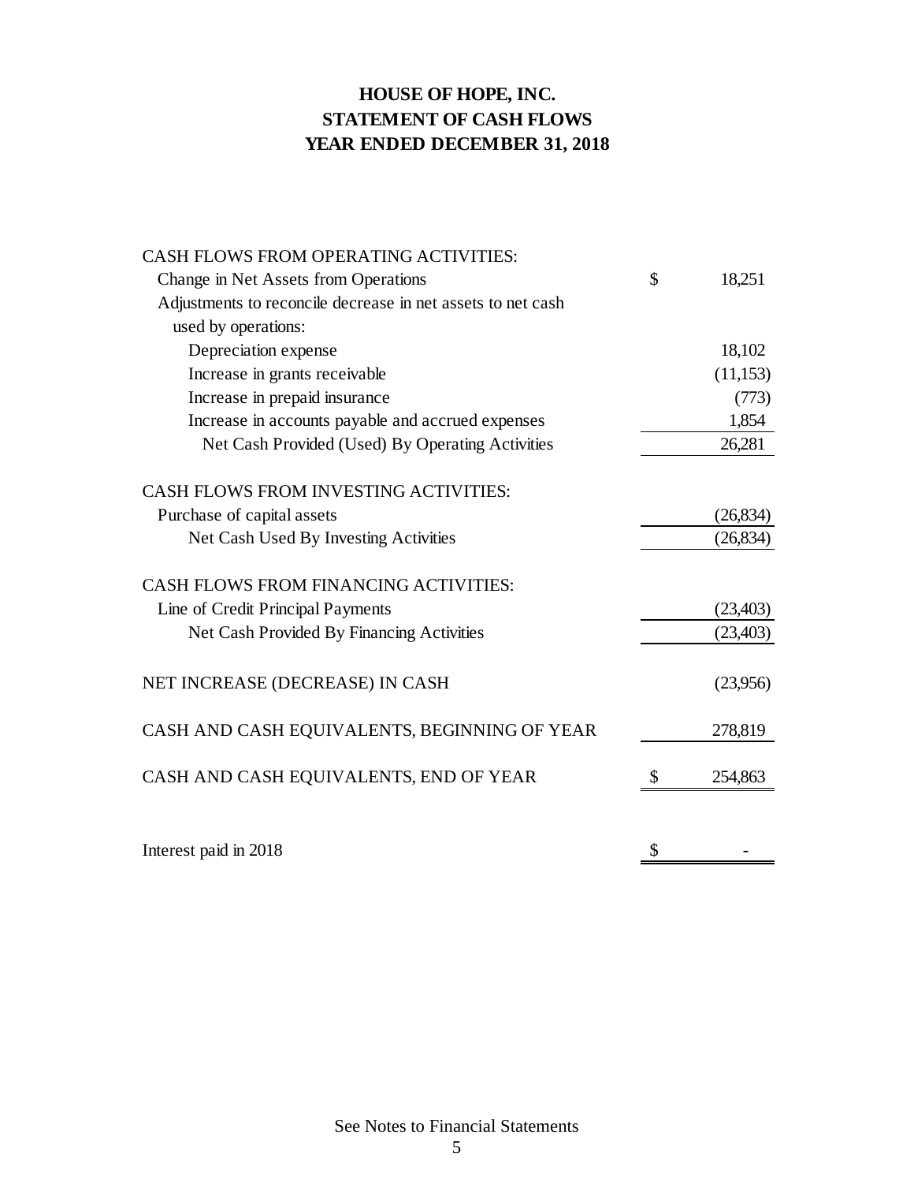# HOUSE OF HOPE, INC.
## STATEMENT OF CASH FLOWS
### YEAR ENDED DECEMBER 31, 2018

| | | |
|---|---|---|
| CASH FLOWS FROM OPERATING ACTIVITIES: | | |
| Change in Net Assets from Operations | $ | 18,251 |
| Adjustments to reconcile decrease in net assets to net cash used by operations: | | |
| Depreciation expense | | 18,102 |
| Increase in grants receivable | | (11,153) |
| Increase in prepaid insurance | | (773) |
| Increase in accounts payable and accrued expenses | | 1,854 |
| Net Cash Provided (Used) By Operating Activities | | 26,281 |
| | | |
| CASH FLOWS FROM INVESTING ACTIVITIES: | | |
| Purchase of capital assets | | (26,834) |
| Net Cash Used By Investing Activities | | (26,834) |
| | | |
| CASH FLOWS FROM FINANCING ACTIVITIES: | | |
| Line of Credit Principal Payments | | (23,403) |
| Net Cash Provided By Financing Activities | | (23,403) |
| | | |
| NET INCREASE (DECREASE) IN CASH | | (23,956) |
| | | |
| CASH AND CASH EQUIVALENTS, BEGINNING OF YEAR | | 278,819 |
| | | |
| CASH AND CASH EQUIVALENTS, END OF YEAR | $ | 254,863 |
| | | |
| Interest paid in 2018 | $ | - |

See Notes to Financial Statements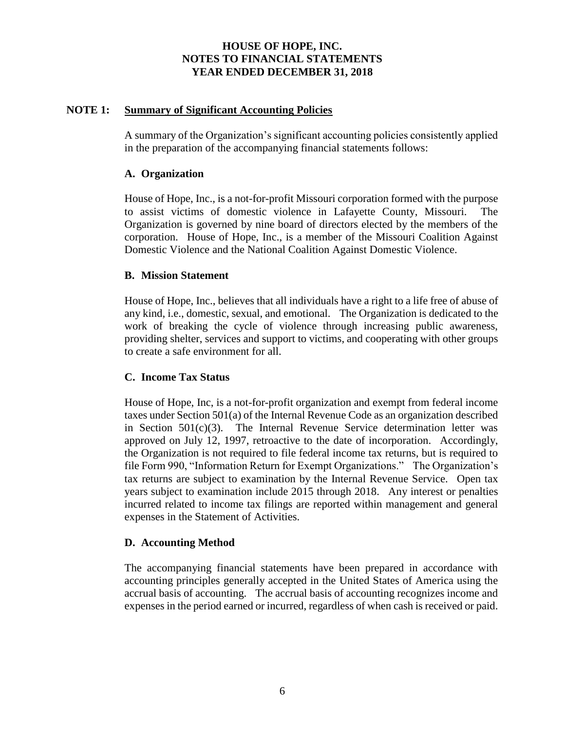# HOUSE OF HOPE, INC.
# NOTES TO FINANCIAL STATEMENTS
# YEAR ENDED DECEMBER 31, 2018

## NOTE 1: Summary of Significant Accounting Policies

A summary of the Organization's significant accounting policies consistently applied in the preparation of the accompanying financial statements follows:

### A. Organization

House of Hope, Inc., is a not-for-profit Missouri corporation formed with the purpose to assist victims of domestic violence in Lafayette County, Missouri. The Organization is governed by nine board of directors elected by the members of the corporation. House of Hope, Inc., is a member of the Missouri Coalition Against Domestic Violence and the National Coalition Against Domestic Violence.

### B. Mission Statement

House of Hope, Inc., believes that all individuals have a right to a life free of abuse of any kind, i.e., domestic, sexual, and emotional. The Organization is dedicated to the work of breaking the cycle of violence through increasing public awareness, providing shelter, services and support to victims, and cooperating with other groups to create a safe environment for all.

### C. Income Tax Status

House of Hope, Inc, is a not-for-profit organization and exempt from federal income taxes under Section 501(a) of the Internal Revenue Code as an organization described in Section 501(c)(3). The Internal Revenue Service determination letter was approved on July 12, 1997, retroactive to the date of incorporation. Accordingly, the Organization is not required to file federal income tax returns, but is required to file Form 990, "Information Return for Exempt Organizations." The Organization's tax returns are subject to examination by the Internal Revenue Service. Open tax years subject to examination include 2015 through 2018. Any interest or penalties incurred related to income tax filings are reported within management and general expenses in the Statement of Activities.

### D. Accounting Method

The accompanying financial statements have been prepared in accordance with accounting principles generally accepted in the United States of America using the accrual basis of accounting. The accrual basis of accounting recognizes income and expenses in the period earned or incurred, regardless of when cash is received or paid.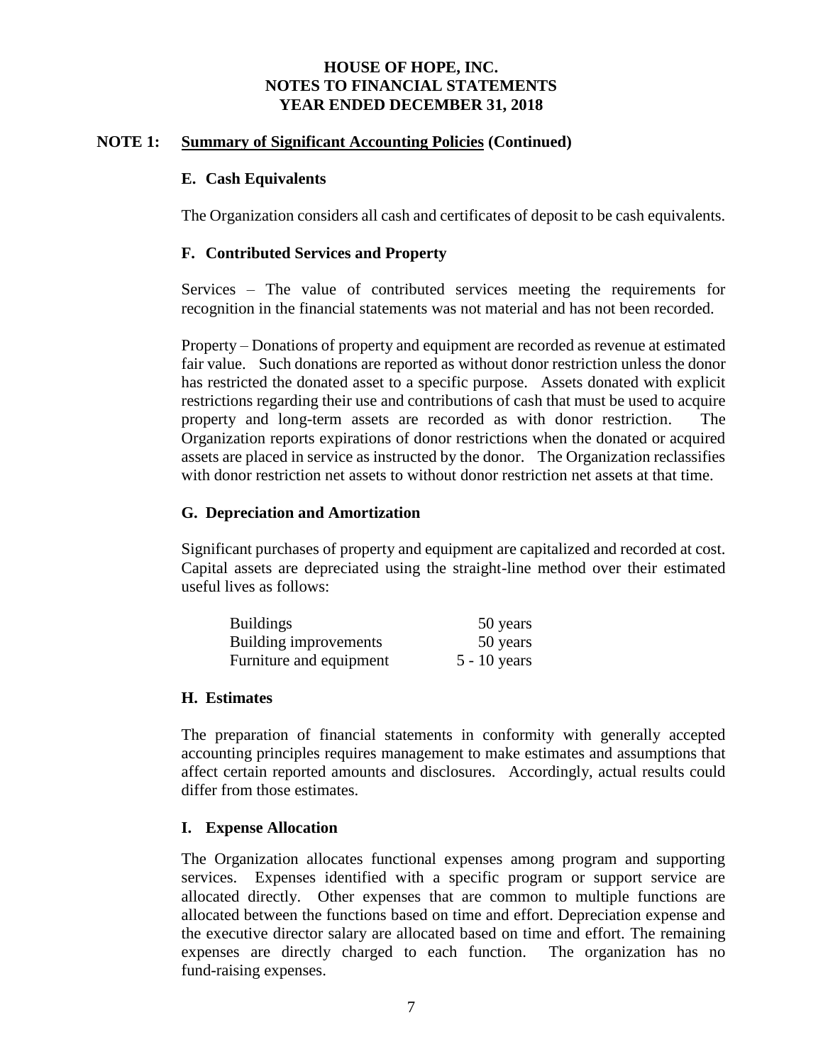# HOUSE OF HOPE, INC.
# NOTES TO FINANCIAL STATEMENTS
# YEAR ENDED DECEMBER 31, 2018

## NOTE 1: Summary of Significant Accounting Policies (Continued)

### E. Cash Equivalents

The Organization considers all cash and certificates of deposit to be cash equivalents.

### F. Contributed Services and Property

Services – The value of contributed services meeting the requirements for recognition in the financial statements was not material and has not been recorded.

Property – Donations of property and equipment are recorded as revenue at estimated fair value. Such donations are reported as without donor restriction unless the donor has restricted the donated asset to a specific purpose. Assets donated with explicit restrictions regarding their use and contributions of cash that must be used to acquire property and long-term assets are recorded as with donor restriction. The Organization reports expirations of donor restrictions when the donated or acquired assets are placed in service as instructed by the donor. The Organization reclassifies with donor restriction net assets to without donor restriction net assets at that time.

### G. Depreciation and Amortization

Significant purchases of property and equipment are capitalized and recorded at cost. Capital assets are depreciated using the straight-line method over their estimated useful lives as follows:

| | |
|---|---|
| Buildings | 50 years |
| Building improvements | 50 years |
| Furniture and equipment | 5 - 10 years |

### H. Estimates

The preparation of financial statements in conformity with generally accepted accounting principles requires management to make estimates and assumptions that affect certain reported amounts and disclosures. Accordingly, actual results could differ from those estimates.

### I. Expense Allocation

The Organization allocates functional expenses among program and supporting services. Expenses identified with a specific program or support service are allocated directly. Other expenses that are common to multiple functions are allocated between the functions based on time and effort. Depreciation expense and the executive director salary are allocated based on time and effort. The remaining expenses are directly charged to each function. The organization has no fund-raising expenses.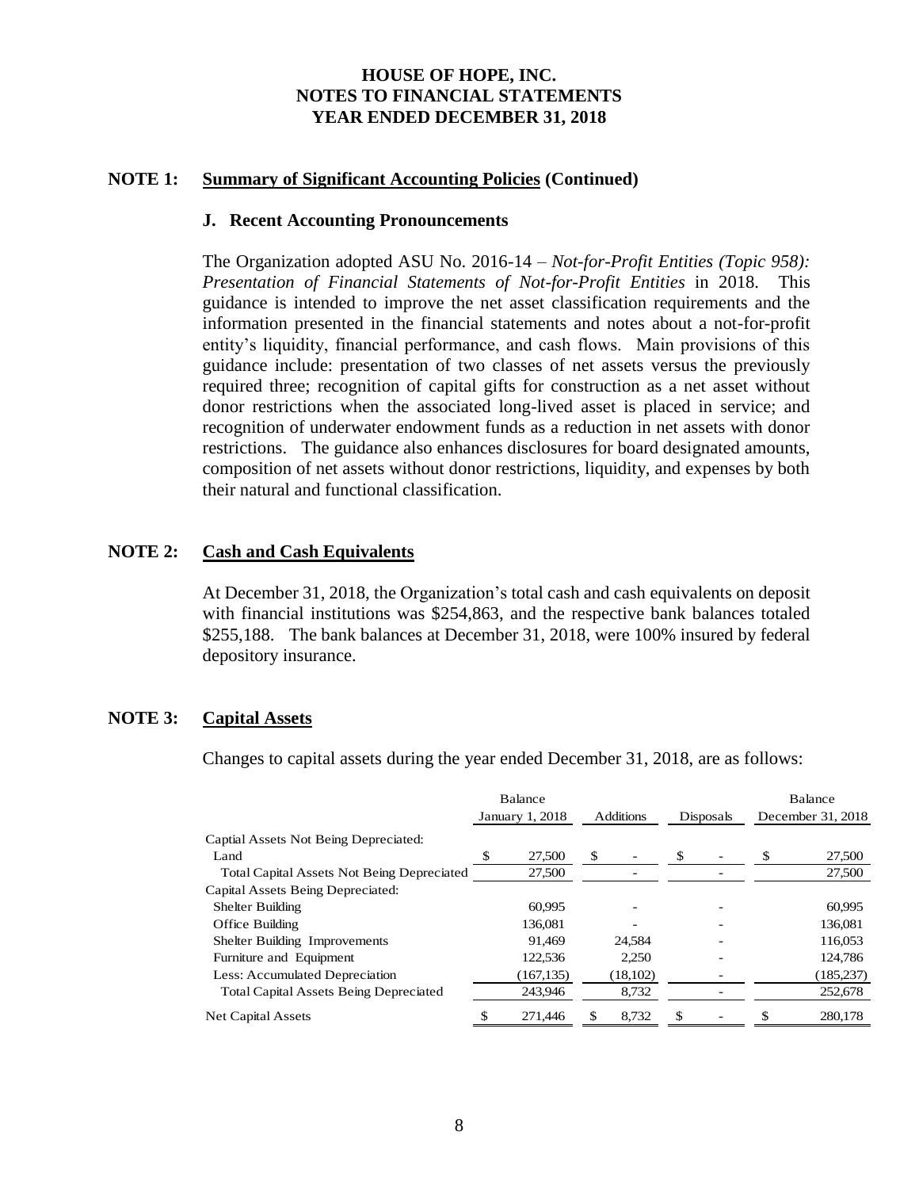# HOUSE OF HOPE, INC.
# NOTES TO FINANCIAL STATEMENTS
# YEAR ENDED DECEMBER 31, 2018

## NOTE 1: Summary of Significant Accounting Policies (Continued)

### J. Recent Accounting Pronouncements

The Organization adopted ASU No. 2016-14 – *Not-for-Profit Entities (Topic 958): Presentation of Financial Statements of Not-for-Profit Entities* in 2018. This guidance is intended to improve the net asset classification requirements and the information presented in the financial statements and notes about a not-for-profit entity's liquidity, financial performance, and cash flows. Main provisions of this guidance include: presentation of two classes of net assets versus the previously required three; recognition of capital gifts for construction as a net asset without donor restrictions when the associated long-lived asset is placed in service; and recognition of underwater endowment funds as a reduction in net assets with donor restrictions. The guidance also enhances disclosures for board designated amounts, composition of net assets without donor restrictions, liquidity, and expenses by both their natural and functional classification.

## NOTE 2: Cash and Cash Equivalents

At December 31, 2018, the Organization's total cash and cash equivalents on deposit with financial institutions was $254,863, and the respective bank balances totaled $255,188. The bank balances at December 31, 2018, were 100% insured by federal depository insurance.

## NOTE 3: Capital Assets

Changes to capital assets during the year ended December 31, 2018, are as follows:

| | Balance January 1, 2018 | Additions | Disposals | Balance December 31, 2018 |
|---|---|---|---|---|
| Captial Assets Not Being Depreciated: | | | | |
| Land | $ 27,500 | $ - | $ - | $ 27,500 |
| Total Capital Assets Not Being Depreciated | 27,500 | - | - | 27,500 |
| Capital Assets Being Depreciated: | | | | |
| Shelter Building | 60,995 | - | - | 60,995 |
| Office Building | 136,081 | - | - | 136,081 |
| Shelter Building Improvements | 91,469 | 24,584 | - | 116,053 |
| Furniture and Equipment | 122,536 | 2,250 | - | 124,786 |
| Less: Accumulated Depreciation | (167,135) | (18,102) | - | (185,237) |
| Total Capital Assets Being Depreciated | 243,946 | 8,732 | - | 252,678 |
| Net Capital Assets | $ 271,446 | $ 8,732 | $ - | $ 280,178 |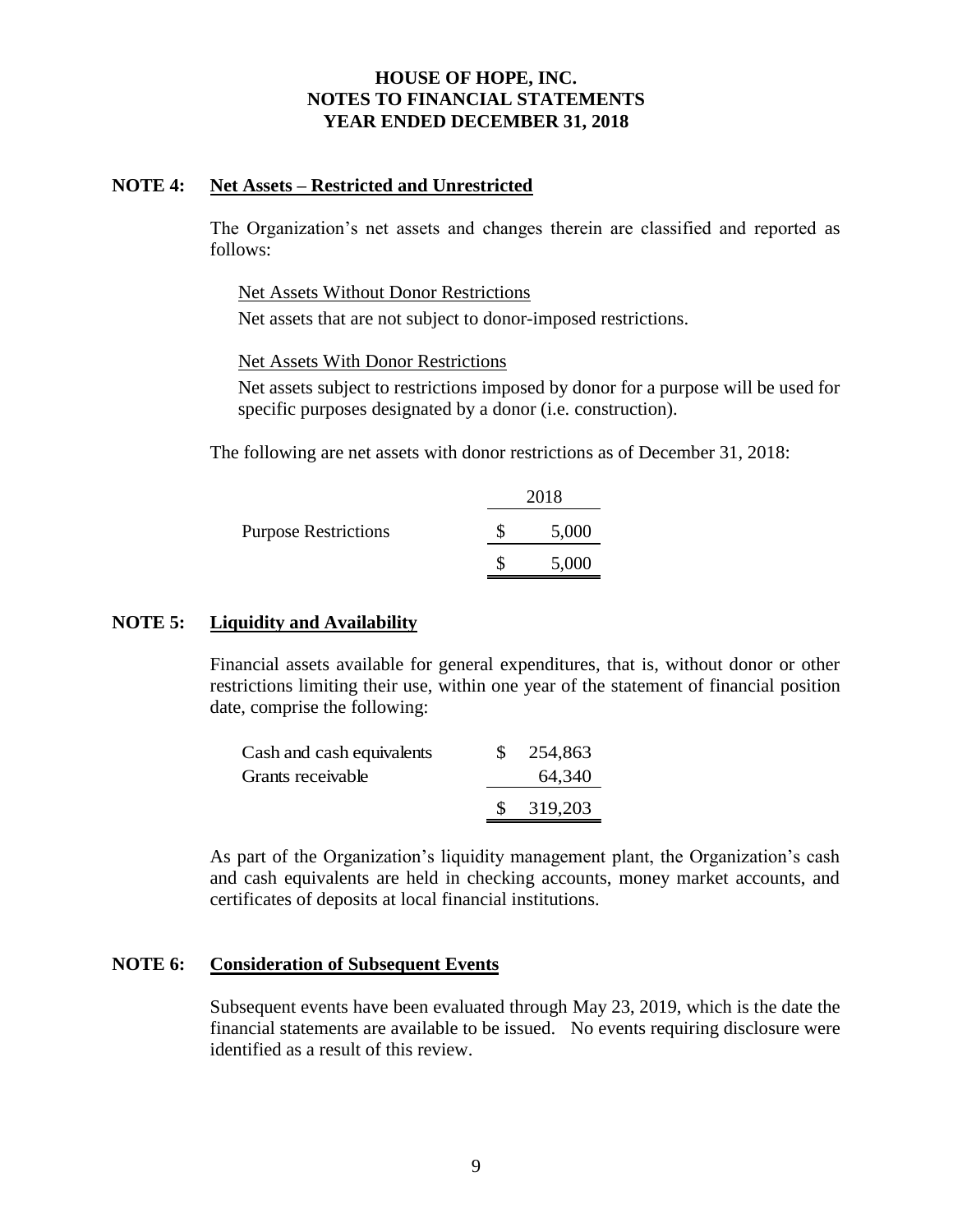# HOUSE OF HOPE, INC.
# NOTES TO FINANCIAL STATEMENTS
# YEAR ENDED DECEMBER 31, 2018

## NOTE 4: Net Assets – Restricted and Unrestricted

The Organization's net assets and changes therein are classified and reported as follows:

Net Assets Without Donor Restrictions

Net assets that are not subject to donor-imposed restrictions.

Net Assets With Donor Restrictions

Net assets subject to restrictions imposed by donor for a purpose will be used for specific purposes designated by a donor (i.e. construction).

The following are net assets with donor restrictions as of December 31, 2018:

| | 2018 |
|---|---|
| Purpose Restrictions | $ 5,000 |
| | $ 5,000 |

## NOTE 5: Liquidity and Availability

Financial assets available for general expenditures, that is, without donor or other restrictions limiting their use, within one year of the statement of financial position date, comprise the following:

| | |
|---|---|
| Cash and cash equivalents | $ 254,863 |
| Grants receivable | 64,340 |
| | $ 319,203 |

As part of the Organization's liquidity management plant, the Organization's cash and cash equivalents are held in checking accounts, money market accounts, and certificates of deposits at local financial institutions.

## NOTE 6: Consideration of Subsequent Events

Subsequent events have been evaluated through May 23, 2019, which is the date the financial statements are available to be issued. No events requiring disclosure were identified as a result of this review.